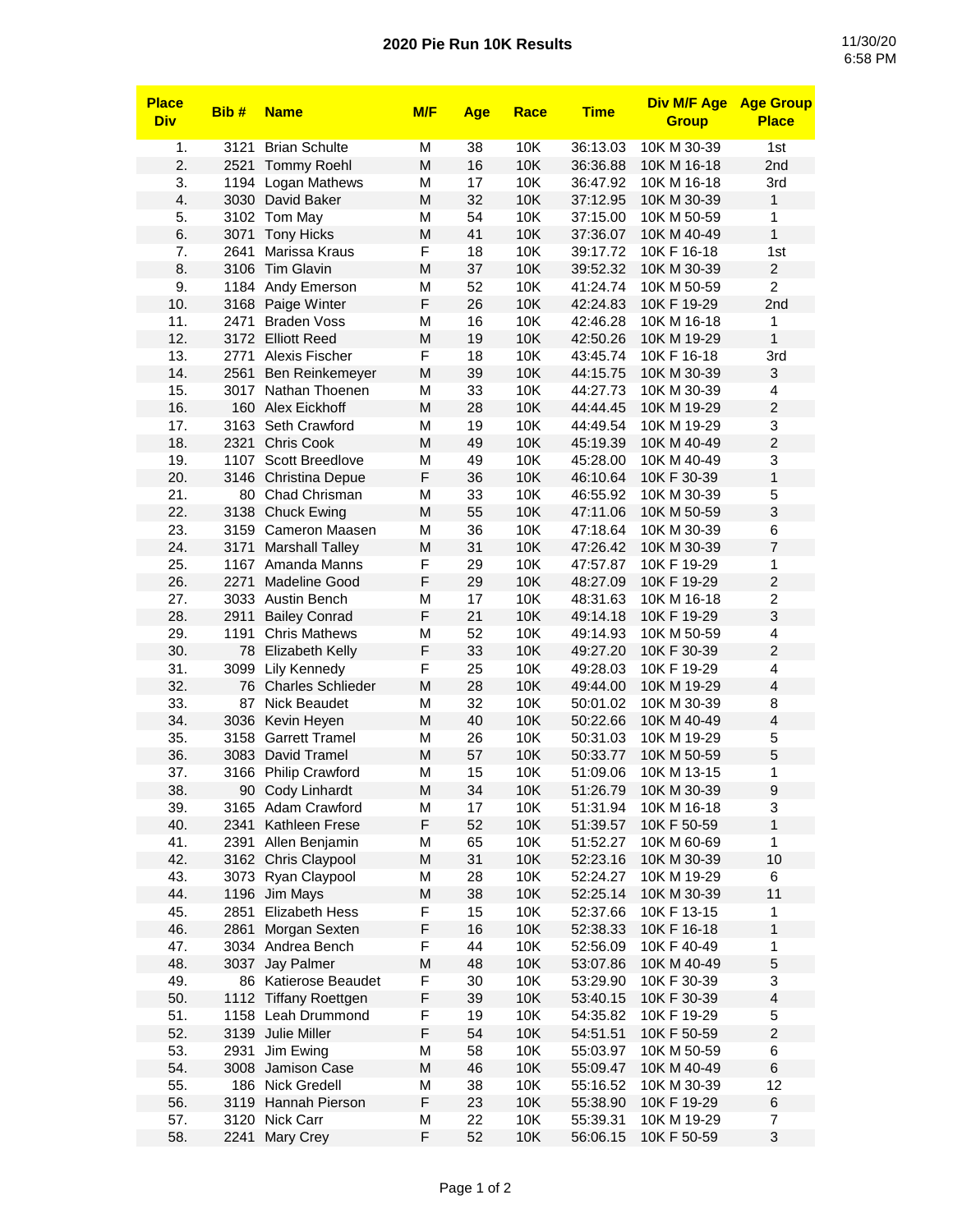# 2020 Pie Run 10K Results

11/30/20
6:58 PM

| Place Div | Bib # | Name | M/F | Age | Race | Time | Div M/F Age Group | Age Group Place |
|---|---|---|---|---|---|---|---|---|
| 1. | 3121 | Brian Schulte | M | 38 | 10K | 36:13.03 | 10K M 30-39 | 1st |
| 2. | 2521 | Tommy Roehl | M | 16 | 10K | 36:36.88 | 10K M 16-18 | 2nd |
| 3. | 1194 | Logan Mathews | M | 17 | 10K | 36:47.92 | 10K M 16-18 | 3rd |
| 4. | 3030 | David Baker | M | 32 | 10K | 37:12.95 | 10K M 30-39 | 1 |
| 5. | 3102 | Tom May | M | 54 | 10K | 37:15.00 | 10K M 50-59 | 1 |
| 6. | 3071 | Tony Hicks | M | 41 | 10K | 37:36.07 | 10K M 40-49 | 1 |
| 7. | 2641 | Marissa Kraus | F | 18 | 10K | 39:17.72 | 10K F 16-18 | 1st |
| 8. | 3106 | Tim Glavin | M | 37 | 10K | 39:52.32 | 10K M 30-39 | 2 |
| 9. | 1184 | Andy Emerson | M | 52 | 10K | 41:24.74 | 10K M 50-59 | 2 |
| 10. | 3168 | Paige Winter | F | 26 | 10K | 42:24.83 | 10K F 19-29 | 2nd |
| 11. | 2471 | Braden Voss | M | 16 | 10K | 42:46.28 | 10K M 16-18 | 1 |
| 12. | 3172 | Elliott Reed | M | 19 | 10K | 42:50.26 | 10K M 19-29 | 1 |
| 13. | 2771 | Alexis Fischer | F | 18 | 10K | 43:45.74 | 10K F 16-18 | 3rd |
| 14. | 2561 | Ben Reinkemeyer | M | 39 | 10K | 44:15.75 | 10K M 30-39 | 3 |
| 15. | 3017 | Nathan Thoenen | M | 33 | 10K | 44:27.73 | 10K M 30-39 | 4 |
| 16. | 160 | Alex Eickhoff | M | 28 | 10K | 44:44.45 | 10K M 19-29 | 2 |
| 17. | 3163 | Seth Crawford | M | 19 | 10K | 44:49.54 | 10K M 19-29 | 3 |
| 18. | 2321 | Chris Cook | M | 49 | 10K | 45:19.39 | 10K M 40-49 | 2 |
| 19. | 1107 | Scott Breedlove | M | 49 | 10K | 45:28.00 | 10K M 40-49 | 3 |
| 20. | 3146 | Christina Depue | F | 36 | 10K | 46:10.64 | 10K F 30-39 | 1 |
| 21. | 80 | Chad Chrisman | M | 33 | 10K | 46:55.92 | 10K M 30-39 | 5 |
| 22. | 3138 | Chuck Ewing | M | 55 | 10K | 47:11.06 | 10K M 50-59 | 3 |
| 23. | 3159 | Cameron Maasen | M | 36 | 10K | 47:18.64 | 10K M 30-39 | 6 |
| 24. | 3171 | Marshall Talley | M | 31 | 10K | 47:26.42 | 10K M 30-39 | 7 |
| 25. | 1167 | Amanda Manns | F | 29 | 10K | 47:57.87 | 10K F 19-29 | 1 |
| 26. | 2271 | Madeline Good | F | 29 | 10K | 48:27.09 | 10K F 19-29 | 2 |
| 27. | 3033 | Austin Bench | M | 17 | 10K | 48:31.63 | 10K M 16-18 | 2 |
| 28. | 2911 | Bailey Conrad | F | 21 | 10K | 49:14.18 | 10K F 19-29 | 3 |
| 29. | 1191 | Chris Mathews | M | 52 | 10K | 49:14.93 | 10K M 50-59 | 4 |
| 30. | 78 | Elizabeth Kelly | F | 33 | 10K | 49:27.20 | 10K F 30-39 | 2 |
| 31. | 3099 | Lily Kennedy | F | 25 | 10K | 49:28.03 | 10K F 19-29 | 4 |
| 32. | 76 | Charles Schlieder | M | 28 | 10K | 49:44.00 | 10K M 19-29 | 4 |
| 33. | 87 | Nick Beaudet | M | 32 | 10K | 50:01.02 | 10K M 30-39 | 8 |
| 34. | 3036 | Kevin Heyen | M | 40 | 10K | 50:22.66 | 10K M 40-49 | 4 |
| 35. | 3158 | Garrett Tramel | M | 26 | 10K | 50:31.03 | 10K M 19-29 | 5 |
| 36. | 3083 | David Tramel | M | 57 | 10K | 50:33.77 | 10K M 50-59 | 5 |
| 37. | 3166 | Philip Crawford | M | 15 | 10K | 51:09.06 | 10K M 13-15 | 1 |
| 38. | 90 | Cody Linhardt | M | 34 | 10K | 51:26.79 | 10K M 30-39 | 9 |
| 39. | 3165 | Adam Crawford | M | 17 | 10K | 51:31.94 | 10K M 16-18 | 3 |
| 40. | 2341 | Kathleen Frese | F | 52 | 10K | 51:39.57 | 10K F 50-59 | 1 |
| 41. | 2391 | Allen Benjamin | M | 65 | 10K | 51:52.27 | 10K M 60-69 | 1 |
| 42. | 3162 | Chris Claypool | M | 31 | 10K | 52:23.16 | 10K M 30-39 | 10 |
| 43. | 3073 | Ryan Claypool | M | 28 | 10K | 52:24.27 | 10K M 19-29 | 6 |
| 44. | 1196 | Jim Mays | M | 38 | 10K | 52:25.14 | 10K M 30-39 | 11 |
| 45. | 2851 | Elizabeth Hess | F | 15 | 10K | 52:37.66 | 10K F 13-15 | 1 |
| 46. | 2861 | Morgan Sexten | F | 16 | 10K | 52:38.33 | 10K F 16-18 | 1 |
| 47. | 3034 | Andrea Bench | F | 44 | 10K | 52:56.09 | 10K F 40-49 | 1 |
| 48. | 3037 | Jay Palmer | M | 48 | 10K | 53:07.86 | 10K M 40-49 | 5 |
| 49. | 86 | Katierose Beaudet | F | 30 | 10K | 53:29.90 | 10K F 30-39 | 3 |
| 50. | 1112 | Tiffany Roettgen | F | 39 | 10K | 53:40.15 | 10K F 30-39 | 4 |
| 51. | 1158 | Leah Drummond | F | 19 | 10K | 54:35.82 | 10K F 19-29 | 5 |
| 52. | 3139 | Julie Miller | F | 54 | 10K | 54:51.51 | 10K F 50-59 | 2 |
| 53. | 2931 | Jim Ewing | M | 58 | 10K | 55:03.97 | 10K M 50-59 | 6 |
| 54. | 3008 | Jamison Case | M | 46 | 10K | 55:09.47 | 10K M 40-49 | 6 |
| 55. | 186 | Nick Gredell | M | 38 | 10K | 55:16.52 | 10K M 30-39 | 12 |
| 56. | 3119 | Hannah Pierson | F | 23 | 10K | 55:38.90 | 10K F 19-29 | 6 |
| 57. | 3120 | Nick Carr | M | 22 | 10K | 55:39.31 | 10K M 19-29 | 7 |
| 58. | 2241 | Mary Crey | F | 52 | 10K | 56:06.15 | 10K F 50-59 | 3 |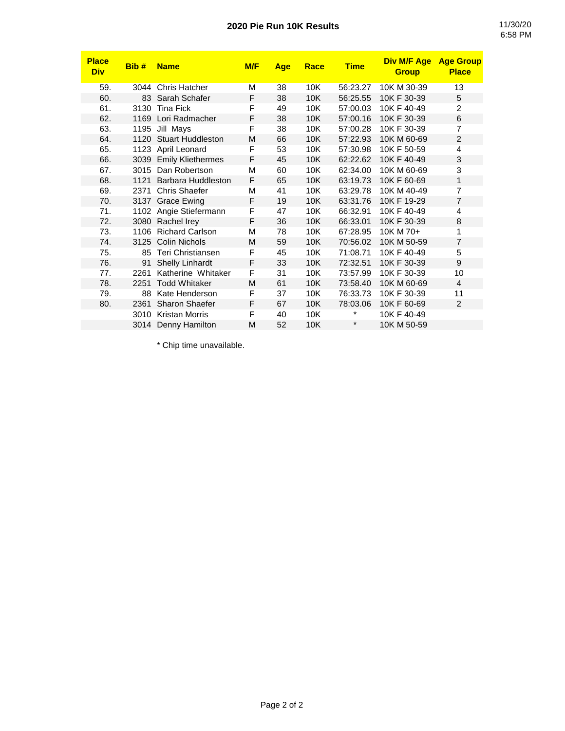## 2020 Pie Run 10K Results

| Place Div | Bib # | Name | M/F | Age | Race | Time | Div M/F Age Group | Age Group Place |
|---|---|---|---|---|---|---|---|---|
| 59. | 3044 | Chris Hatcher | M | 38 | 10K | 56:23.27 | 10K M 30-39 | 13 |
| 60. | 83 | Sarah Schafer | F | 38 | 10K | 56:25.55 | 10K F 30-39 | 5 |
| 61. | 3130 | Tina Fick | F | 49 | 10K | 57:00.03 | 10K F 40-49 | 2 |
| 62. | 1169 | Lori Radmacher | F | 38 | 10K | 57:00.16 | 10K F 30-39 | 6 |
| 63. | 1195 | Jill Mays | F | 38 | 10K | 57:00.28 | 10K F 30-39 | 7 |
| 64. | 1120 | Stuart Huddleston | M | 66 | 10K | 57:22.93 | 10K M 60-69 | 2 |
| 65. | 1123 | April Leonard | F | 53 | 10K | 57:30.98 | 10K F 50-59 | 4 |
| 66. | 3039 | Emily Kliethermes | F | 45 | 10K | 62:22.62 | 10K F 40-49 | 3 |
| 67. | 3015 | Dan Robertson | M | 60 | 10K | 62:34.00 | 10K M 60-69 | 3 |
| 68. | 1121 | Barbara Huddleston | F | 65 | 10K | 63:19.73 | 10K F 60-69 | 1 |
| 69. | 2371 | Chris Shaefer | M | 41 | 10K | 63:29.78 | 10K M 40-49 | 7 |
| 70. | 3137 | Grace Ewing | F | 19 | 10K | 63:31.76 | 10K F 19-29 | 7 |
| 71. | 1102 | Angie Stiefermann | F | 47 | 10K | 66:32.91 | 10K F 40-49 | 4 |
| 72. | 3080 | Rachel Irey | F | 36 | 10K | 66:33.01 | 10K F 30-39 | 8 |
| 73. | 1106 | Richard Carlson | M | 78 | 10K | 67:28.95 | 10K M 70+ | 1 |
| 74. | 3125 | Colin Nichols | M | 59 | 10K | 70:56.02 | 10K M 50-59 | 7 |
| 75. | 85 | Teri Christiansen | F | 45 | 10K | 71:08.71 | 10K F 40-49 | 5 |
| 76. | 91 | Shelly Linhardt | F | 33 | 10K | 72:32.51 | 10K F 30-39 | 9 |
| 77. | 2261 | Katherine Whitaker | F | 31 | 10K | 73:57.99 | 10K F 30-39 | 10 |
| 78. | 2251 | Todd Whitaker | M | 61 | 10K | 73:58.40 | 10K M 60-69 | 4 |
| 79. | 88 | Kate Henderson | F | 37 | 10K | 76:33.73 | 10K F 30-39 | 11 |
| 80. | 2361 | Sharon Shaefer | F | 67 | 10K | 78:03.06 | 10K F 60-69 | 2 |
| | 3010 | Kristan Morris | F | 40 | 10K | * | 10K F 40-49 | |
| | 3014 | Denny Hamilton | M | 52 | 10K | * | 10K M 50-59 | |

* Chip time unavailable.